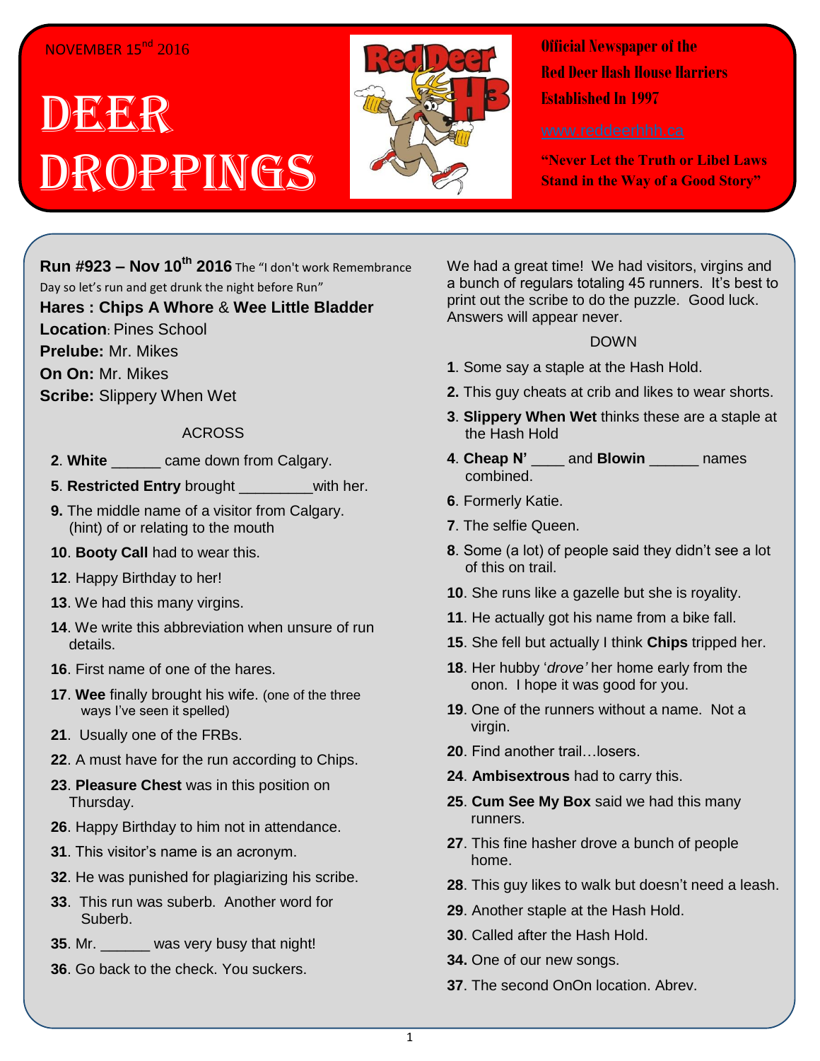NOVEMBER 15[nd] 2016

# DEER DROPPINGS

**Official Newspaper of the Red Deer Hash House Harriers Established In 1997**

www.reddeerhhh.ca

**"Never Let the Truth or Libel Laws Stand in the Way of a Good Story"**

**Run #923 – Nov 10[th] 2016** The "I don't work Remembrance Day so let's run and get drunk the night before Run"

**Hares : Chips A Whore** & **Wee Little Bladder**

**Location**: Pines School

**Prelude:** Mr. Mikes

**On On:** Mr. Mikes

**Scribe:** Slippery When Wet

We had a great time! We had visitors, virgins and a bunch of regulars totaling 45 runners. It's best to print out the scribe to do the puzzle. Good luck. Answers will appear never.

ACROSS

2. **White** ______ came down from Calgary.
5. **Restricted Entry** brought _________with her.
9. The middle name of a visitor from Calgary. (hint) of or relating to the mouth
10. **Booty Call** had to wear this.
12. Happy Birthday to her!
13. We had this many virgins.
14. We write this abbreviation when unsure of run details.
16. First name of one of the hares.
17. **Wee** finally brought his wife. (one of the three ways I've seen it spelled)
21. Usually one of the FRBs.
22. A must have for the run according to Chips.
23. **Pleasure Chest** was in this position on Thursday.
26. Happy Birthday to him not in attendance.
31. This visitor's name is an acronym.
32. He was punished for plagiarizing his scribe.
33. This run was suberb. Another word for Suberb.
35. Mr. ______ was very busy that night!
36. Go back to the check. You suckers.

DOWN

1. Some say a staple at the Hash Hold.
2. This guy cheats at crib and likes to wear shorts.
3. **Slippery When Wet** thinks these are a staple at the Hash Hold
4. **Cheap N'** ____ and **Blowin** ______ names combined.
6. Formerly Katie.
7. The selfie Queen.
8. Some (a lot) of people said they didn't see a lot of this on trail.
10. She runs like a gazelle but she is royality.
11. He actually got his name from a bike fall.
15. She fell but actually I think **Chips** tripped her.
18. Her hubby '*drove'* her home early from the onon. I hope it was good for you.
19. One of the runners without a name. Not a virgin.
20. Find another trail…losers.
24. **Ambisextrous** had to carry this.
25. **Cum See My Box** said we had this many runners.
27. This fine hasher drove a bunch of people home.
28. This guy likes to walk but doesn't need a leash.
29. Another staple at the Hash Hold.
30. Called after the Hash Hold.
34. One of our new songs.
37. The second OnOn location. Abrev.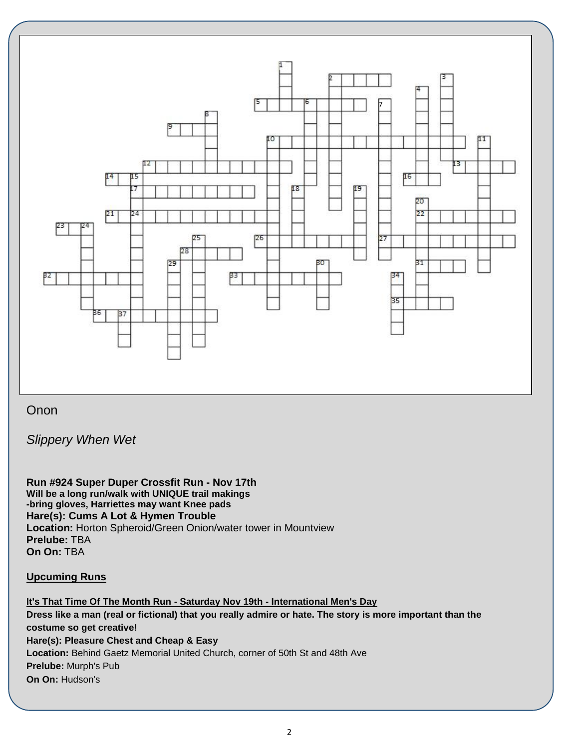Onon

*Slippery When Wet*

**Run #924 Super Duper Crossfit Run - Nov 17th**
**Will be a long run/walk with UNIQUE trail makings**
**-bring gloves, Harriettes may want Knee pads**
**Hare(s): Cums A Lot & Hymen Trouble**
**Location:** Horton Spheroid/Green Onion/water tower in Mountview
**Prelube:** TBA
**On On:** TBA

**<u>Upcuming Runs</u>**

**<u>It's That Time Of The Month Run - Saturday Nov 19th - International Men's Day</u>**
**Dress like a man (real or fictional) that you really admire or hate. The story is more important than the costume so get creative!**
**Hare(s): Pleasure Chest and Cheap & Easy**
**Location:** Behind Gaetz Memorial United Church, corner of 50th St and 48th Ave
**Prelube:** Murph's Pub
**On On:** Hudson's